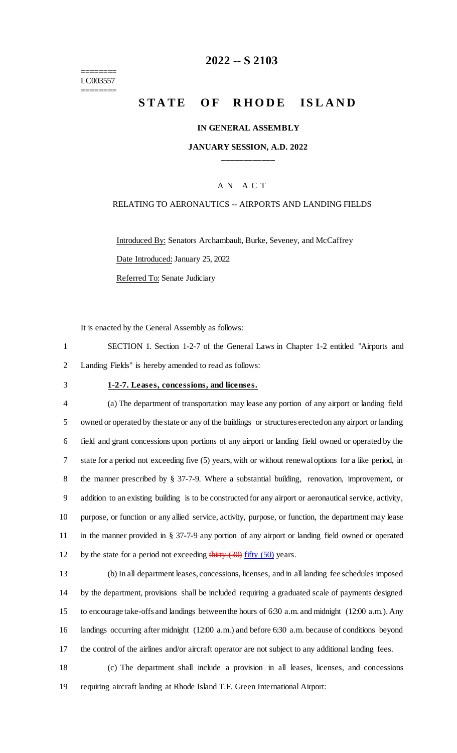# 2022 -- S 2103

========
LC003557
========

## STATE OF RHODE ISLAND

**IN GENERAL ASSEMBLY**

**JANUARY SESSION, A.D. 2022**

____________

A N A C T

RELATING TO AERONAUTICS -- AIRPORTS AND LANDING FIELDS

Introduced By: Senators Archambault, Burke, Seveney, and McCaffrey

Date Introduced: January 25, 2022

Referred To: Senate Judiciary

It is enacted by the General Assembly as follows:

SECTION 1. Section 1-2-7 of the General Laws in Chapter 1-2 entitled "Airports and Landing Fields" is hereby amended to read as follows:

**1-2-7. Leases, concessions, and licenses.**

(a) The department of transportation may lease any portion of any airport or landing field owned or operated by the state or any of the buildings or structures erected on any airport or landing field and grant concessions upon portions of any airport or landing field owned or operated by the state for a period not exceeding five (5) years, with or without renewal options for a like period, in the manner prescribed by § 37-7-9. Where a substantial building, renovation, improvement, or addition to an existing building is to be constructed for any airport or aeronautical service, activity, purpose, or function or any allied service, activity, purpose, or function, the department may lease in the manner provided in § 37-7-9 any portion of any airport or landing field owned or operated by the state for a period not exceeding ~~thirty (30)~~ fifty (50) years.

(b) In all department leases, concessions, licenses, and in all landing fee schedules imposed by the department, provisions shall be included requiring a graduated scale of payments designed to encourage take-offs and landings between the hours of 6:30 a.m. and midnight (12:00 a.m.). Any landings occurring after midnight (12:00 a.m.) and before 6:30 a.m. because of conditions beyond the control of the airlines and/or aircraft operator are not subject to any additional landing fees.

(c) The department shall include a provision in all leases, licenses, and concessions requiring aircraft landing at Rhode Island T.F. Green International Airport: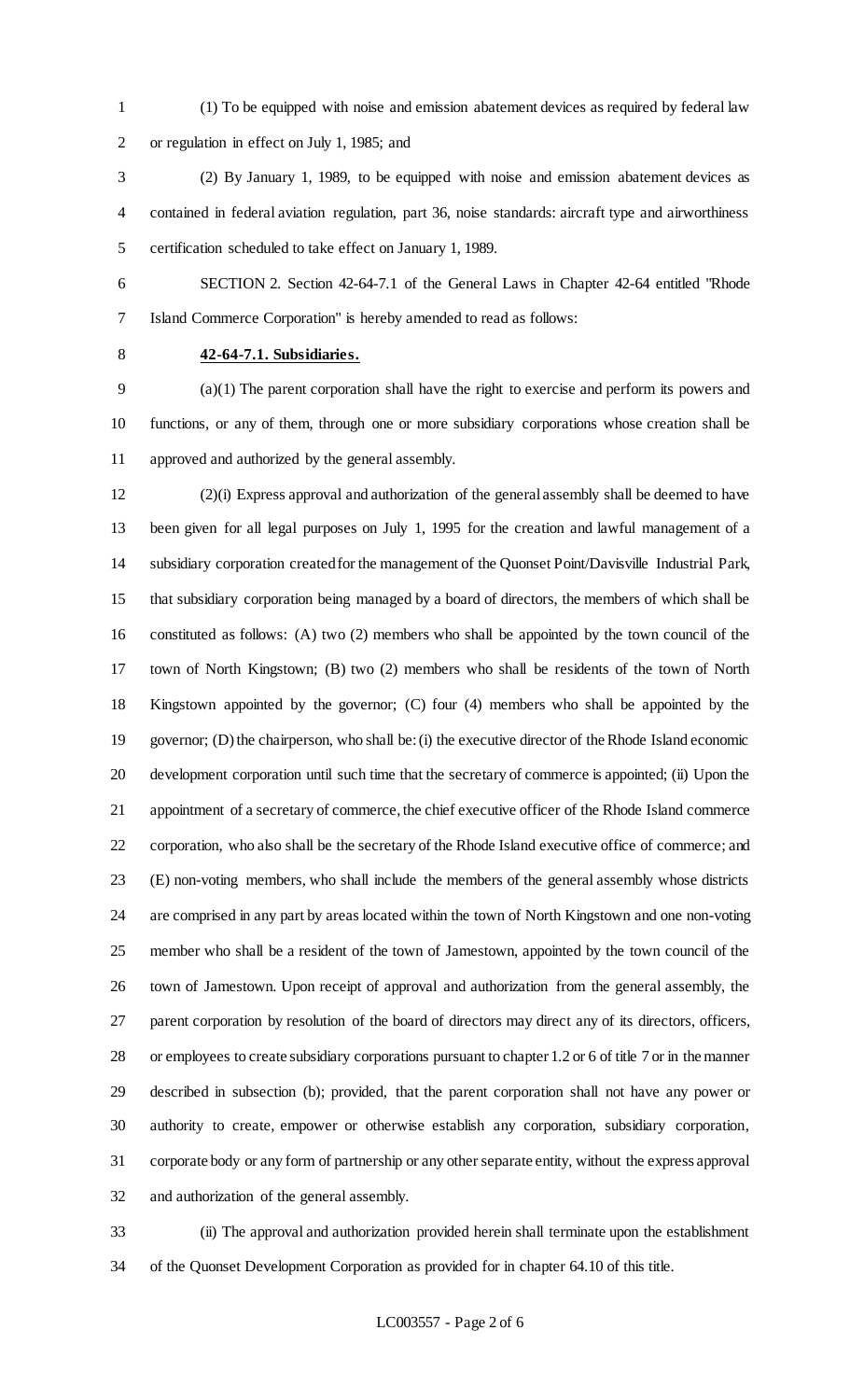(1) To be equipped with noise and emission abatement devices as required by federal law or regulation in effect on July 1, 1985; and

(2) By January 1, 1989, to be equipped with noise and emission abatement devices as contained in federal aviation regulation, part 36, noise standards: aircraft type and airworthiness certification scheduled to take effect on January 1, 1989.

SECTION 2. Section 42-64-7.1 of the General Laws in Chapter 42-64 entitled "Rhode Island Commerce Corporation" is hereby amended to read as follows:

**42-64-7.1. Subsidiaries.**

(a)(1) The parent corporation shall have the right to exercise and perform its powers and functions, or any of them, through one or more subsidiary corporations whose creation shall be approved and authorized by the general assembly.

(2)(i) Express approval and authorization of the general assembly shall be deemed to have been given for all legal purposes on July 1, 1995 for the creation and lawful management of a subsidiary corporation created for the management of the Quonset Point/Davisville Industrial Park, that subsidiary corporation being managed by a board of directors, the members of which shall be constituted as follows: (A) two (2) members who shall be appointed by the town council of the town of North Kingstown; (B) two (2) members who shall be residents of the town of North Kingstown appointed by the governor; (C) four (4) members who shall be appointed by the governor; (D) the chairperson, who shall be: (i) the executive director of the Rhode Island economic development corporation until such time that the secretary of commerce is appointed; (ii) Upon the appointment of a secretary of commerce, the chief executive officer of the Rhode Island commerce corporation, who also shall be the secretary of the Rhode Island executive office of commerce; and (E) non-voting members, who shall include the members of the general assembly whose districts are comprised in any part by areas located within the town of North Kingstown and one non-voting member who shall be a resident of the town of Jamestown, appointed by the town council of the town of Jamestown. Upon receipt of approval and authorization from the general assembly, the parent corporation by resolution of the board of directors may direct any of its directors, officers, or employees to create subsidiary corporations pursuant to chapter 1.2 or 6 of title 7 or in the manner described in subsection (b); provided, that the parent corporation shall not have any power or authority to create, empower or otherwise establish any corporation, subsidiary corporation, corporate body or any form of partnership or any other separate entity, without the express approval and authorization of the general assembly.

(ii) The approval and authorization provided herein shall terminate upon the establishment of the Quonset Development Corporation as provided for in chapter 64.10 of this title.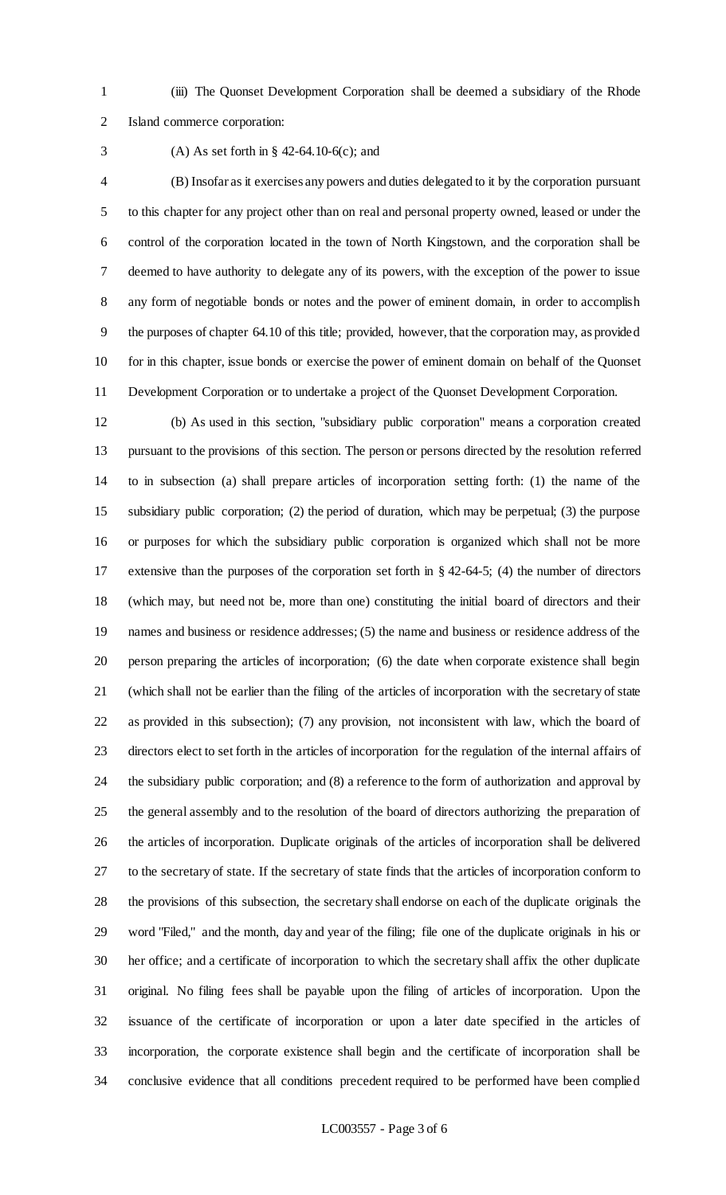(iii) The Quonset Development Corporation shall be deemed a subsidiary of the Rhode Island commerce corporation:

(A) As set forth in § 42-64.10-6(c); and

(B) Insofar as it exercises any powers and duties delegated to it by the corporation pursuant to this chapter for any project other than on real and personal property owned, leased or under the control of the corporation located in the town of North Kingstown, and the corporation shall be deemed to have authority to delegate any of its powers, with the exception of the power to issue any form of negotiable bonds or notes and the power of eminent domain, in order to accomplish the purposes of chapter 64.10 of this title; provided, however, that the corporation may, as provided for in this chapter, issue bonds or exercise the power of eminent domain on behalf of the Quonset Development Corporation or to undertake a project of the Quonset Development Corporation.

(b) As used in this section, "subsidiary public corporation" means a corporation created pursuant to the provisions of this section. The person or persons directed by the resolution referred to in subsection (a) shall prepare articles of incorporation setting forth: (1) the name of the subsidiary public corporation; (2) the period of duration, which may be perpetual; (3) the purpose or purposes for which the subsidiary public corporation is organized which shall not be more extensive than the purposes of the corporation set forth in § 42-64-5; (4) the number of directors (which may, but need not be, more than one) constituting the initial board of directors and their names and business or residence addresses; (5) the name and business or residence address of the person preparing the articles of incorporation; (6) the date when corporate existence shall begin (which shall not be earlier than the filing of the articles of incorporation with the secretary of state as provided in this subsection); (7) any provision, not inconsistent with law, which the board of directors elect to set forth in the articles of incorporation for the regulation of the internal affairs of the subsidiary public corporation; and (8) a reference to the form of authorization and approval by the general assembly and to the resolution of the board of directors authorizing the preparation of the articles of incorporation. Duplicate originals of the articles of incorporation shall be delivered to the secretary of state. If the secretary of state finds that the articles of incorporation conform to the provisions of this subsection, the secretary shall endorse on each of the duplicate originals the word "Filed," and the month, day and year of the filing; file one of the duplicate originals in his or her office; and a certificate of incorporation to which the secretary shall affix the other duplicate original. No filing fees shall be payable upon the filing of articles of incorporation. Upon the issuance of the certificate of incorporation or upon a later date specified in the articles of incorporation, the corporate existence shall begin and the certificate of incorporation shall be conclusive evidence that all conditions precedent required to be performed have been complied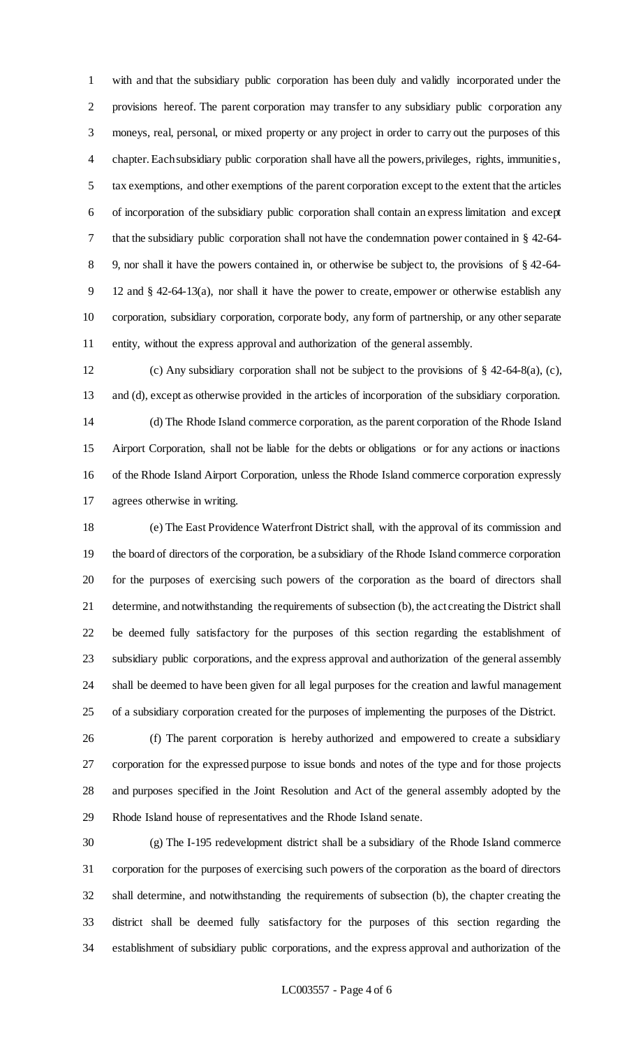with and that the subsidiary public corporation has been duly and validly incorporated under the provisions hereof. The parent corporation may transfer to any subsidiary public corporation any moneys, real, personal, or mixed property or any project in order to carry out the purposes of this chapter. Each subsidiary public corporation shall have all the powers, privileges, rights, immunities, tax exemptions, and other exemptions of the parent corporation except to the extent that the articles of incorporation of the subsidiary public corporation shall contain an express limitation and except that the subsidiary public corporation shall not have the condemnation power contained in § 42-64-9, nor shall it have the powers contained in, or otherwise be subject to, the provisions of § 42-64-12 and § 42-64-13(a), nor shall it have the power to create, empower or otherwise establish any corporation, subsidiary corporation, corporate body, any form of partnership, or any other separate entity, without the express approval and authorization of the general assembly.

(c) Any subsidiary corporation shall not be subject to the provisions of § 42-64-8(a), (c), and (d), except as otherwise provided in the articles of incorporation of the subsidiary corporation.

(d) The Rhode Island commerce corporation, as the parent corporation of the Rhode Island Airport Corporation, shall not be liable for the debts or obligations or for any actions or inactions of the Rhode Island Airport Corporation, unless the Rhode Island commerce corporation expressly agrees otherwise in writing.

(e) The East Providence Waterfront District shall, with the approval of its commission and the board of directors of the corporation, be a subsidiary of the Rhode Island commerce corporation for the purposes of exercising such powers of the corporation as the board of directors shall determine, and notwithstanding the requirements of subsection (b), the act creating the District shall be deemed fully satisfactory for the purposes of this section regarding the establishment of subsidiary public corporations, and the express approval and authorization of the general assembly shall be deemed to have been given for all legal purposes for the creation and lawful management of a subsidiary corporation created for the purposes of implementing the purposes of the District.

(f) The parent corporation is hereby authorized and empowered to create a subsidiary corporation for the expressed purpose to issue bonds and notes of the type and for those projects and purposes specified in the Joint Resolution and Act of the general assembly adopted by the Rhode Island house of representatives and the Rhode Island senate.

(g) The I-195 redevelopment district shall be a subsidiary of the Rhode Island commerce corporation for the purposes of exercising such powers of the corporation as the board of directors shall determine, and notwithstanding the requirements of subsection (b), the chapter creating the district shall be deemed fully satisfactory for the purposes of this section regarding the establishment of subsidiary public corporations, and the express approval and authorization of the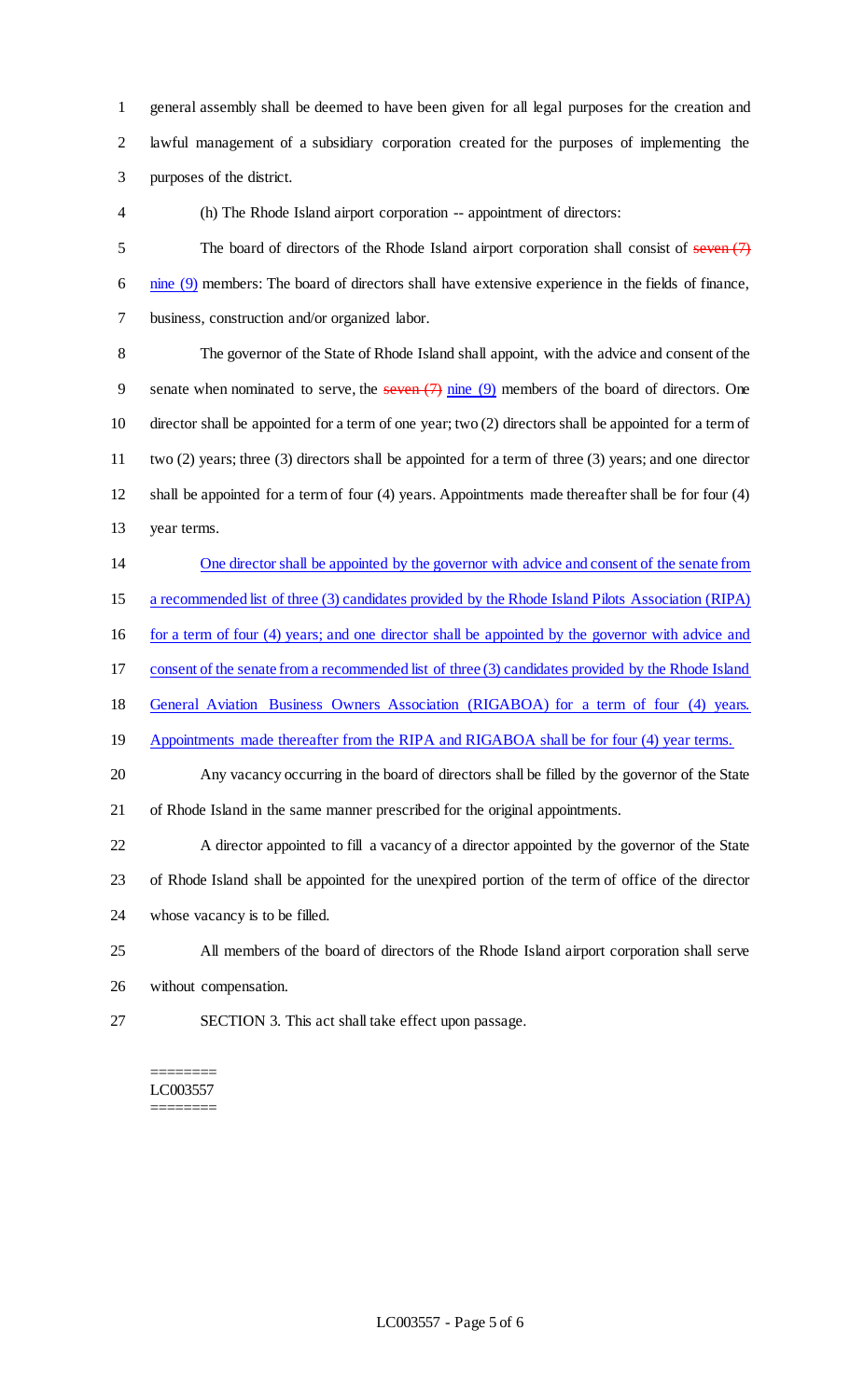general assembly shall be deemed to have been given for all legal purposes for the creation and lawful management of a subsidiary corporation created for the purposes of implementing the purposes of the district.

(h) The Rhode Island airport corporation -- appointment of directors:

The board of directors of the Rhode Island airport corporation shall consist of ~~seven (7)~~ nine (9) members: The board of directors shall have extensive experience in the fields of finance, business, construction and/or organized labor.

The governor of the State of Rhode Island shall appoint, with the advice and consent of the senate when nominated to serve, the ~~seven (7)~~ nine (9) members of the board of directors. One director shall be appointed for a term of one year; two (2) directors shall be appointed for a term of two (2) years; three (3) directors shall be appointed for a term of three (3) years; and one director shall be appointed for a term of four (4) years. Appointments made thereafter shall be for four (4) year terms.

One director shall be appointed by the governor with advice and consent of the senate from a recommended list of three (3) candidates provided by the Rhode Island Pilots Association (RIPA) for a term of four (4) years; and one director shall be appointed by the governor with advice and consent of the senate from a recommended list of three (3) candidates provided by the Rhode Island General Aviation Business Owners Association (RIGABOA) for a term of four (4) years. Appointments made thereafter from the RIPA and RIGABOA shall be for four (4) year terms.

Any vacancy occurring in the board of directors shall be filled by the governor of the State of Rhode Island in the same manner prescribed for the original appointments.

A director appointed to fill a vacancy of a director appointed by the governor of the State of Rhode Island shall be appointed for the unexpired portion of the term of office of the director whose vacancy is to be filled.

All members of the board of directors of the Rhode Island airport corporation shall serve without compensation.

SECTION 3. This act shall take effect upon passage.

========
LC003557
========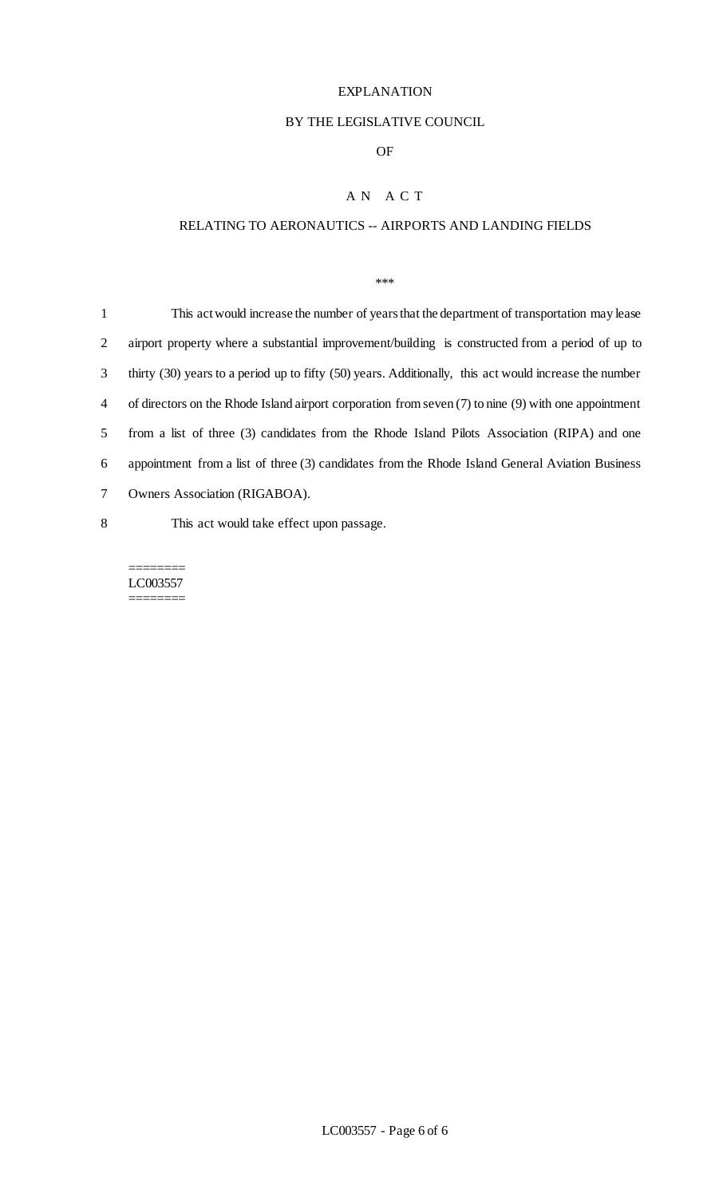EXPLANATION

BY THE LEGISLATIVE COUNCIL

OF

A N A C T

RELATING TO AERONAUTICS -- AIRPORTS AND LANDING FIELDS

\*\*\*

This act would increase the number of years that the department of transportation may lease airport property where a substantial improvement/building is constructed from a period of up to thirty (30) years to a period up to fifty (50) years. Additionally, this act would increase the number of directors on the Rhode Island airport corporation from seven (7) to nine (9) with one appointment from a list of three (3) candidates from the Rhode Island Pilots Association (RIPA) and one appointment from a list of three (3) candidates from the Rhode Island General Aviation Business Owners Association (RIGABOA).

This act would take effect upon passage.

========
LC003557
========